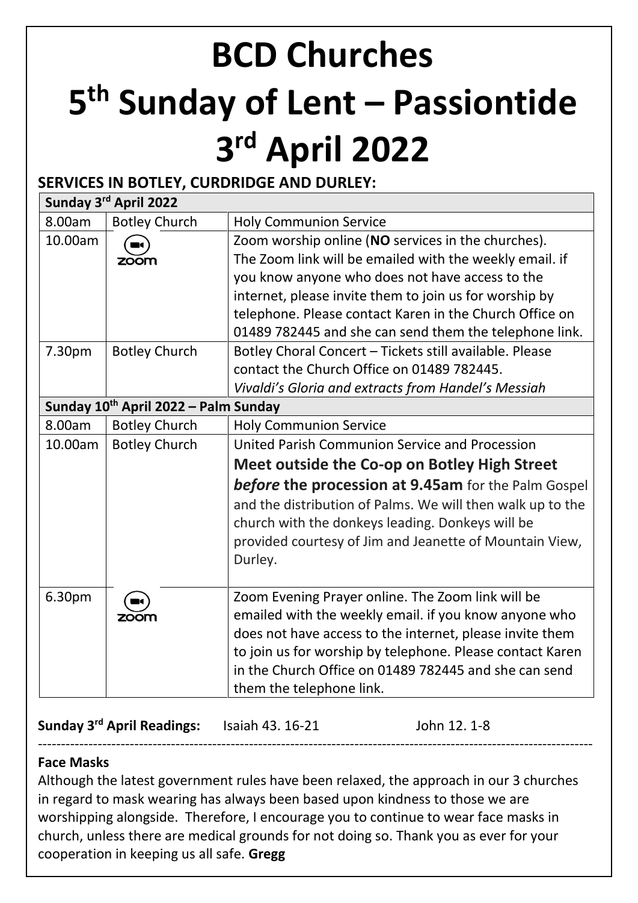# BCD Churches

# 5th Sunday of Lent – Passiontide

# 3rd April 2022

## SERVICES IN BOTLEY, CURDRIDGE AND DURLEY:

| Sunday 3rd April 2022 | | |
|---|---|---|
| 8.00am | Botley Church | Holy Communion Service |
| 10.00am | zoom | Zoom worship online (**NO** services in the churches). The Zoom link will be emailed with the weekly email. if you know anyone who does not have access to the internet, please invite them to join us for worship by telephone. Please contact Karen in the Church Office on 01489 782445 and she can send them the telephone link. |
| 7.30pm | Botley Church | Botley Choral Concert – Tickets still available. Please contact the Church Office on 01489 782445. *Vivaldi's Gloria and extracts from Handel's Messiah* |
| **Sunday 10th April 2022 – Palm Sunday** | | |
| 8.00am | Botley Church | Holy Communion Service |
| 10.00am | Botley Church | United Parish Communion Service and Procession **Meet outside the Co-op on Botley High Street *before* the procession at 9.45am** for the Palm Gospel and the distribution of Palms. We will then walk up to the church with the donkeys leading. Donkeys will be provided courtesy of Jim and Jeanette of Mountain View, Durley. |
| 6.30pm | zoom | Zoom Evening Prayer online. The Zoom link will be emailed with the weekly email. if you know anyone who does not have access to the internet, please invite them to join us for worship by telephone. Please contact Karen in the Church Office on 01489 782445 and she can send them the telephone link. |

**Sunday 3rd April Readings:** Isaiah 43. 16-21 John 12. 1-8

---

**Face Masks**

Although the latest government rules have been relaxed, the approach in our 3 churches in regard to mask wearing has always been based upon kindness to those we are worshipping alongside. Therefore, I encourage you to continue to wear face masks in church, unless there are medical grounds for not doing so. Thank you as ever for your cooperation in keeping us all safe. **Gregg**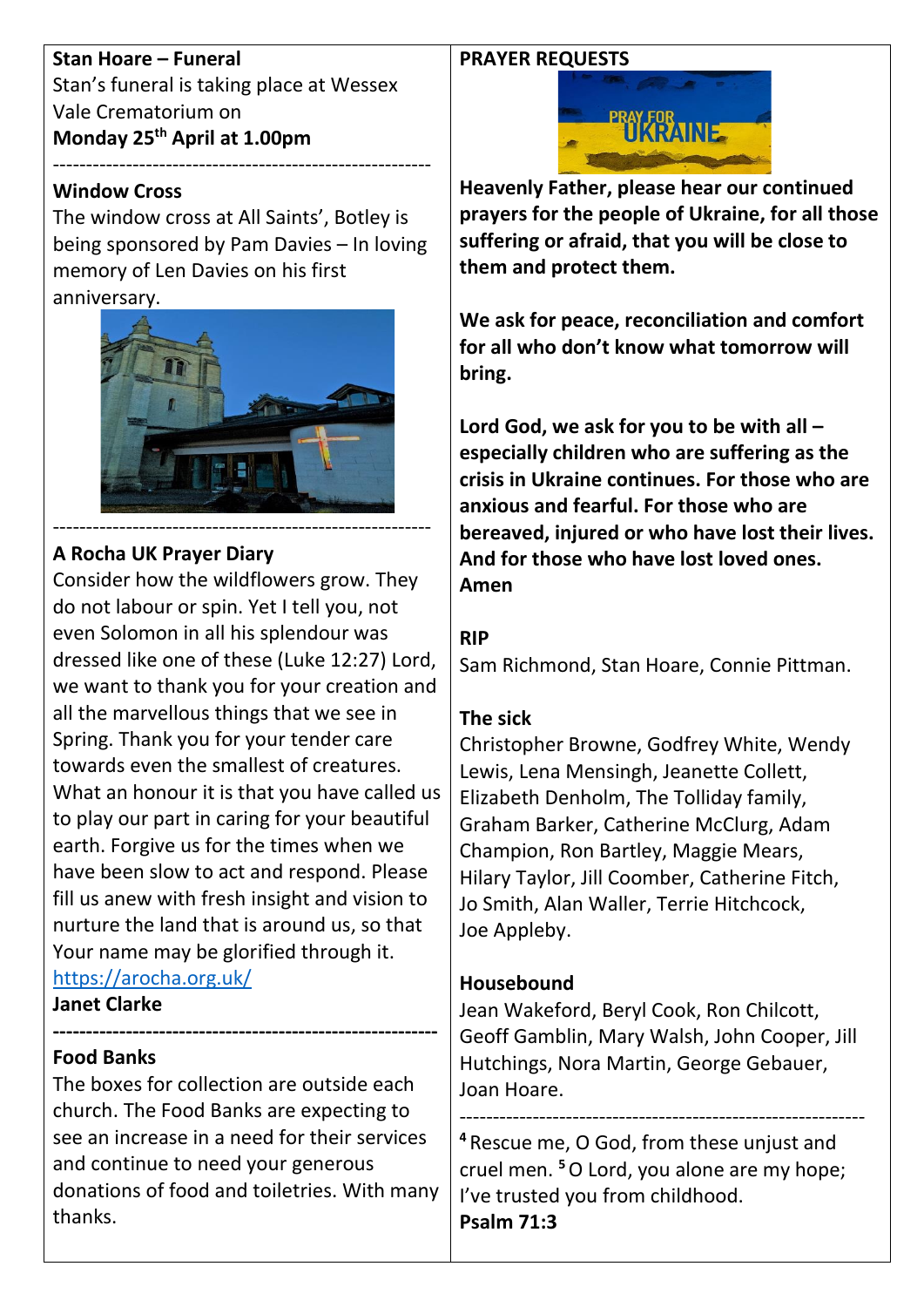**Stan Hoare – Funeral**

Stan's funeral is taking place at Wessex Vale Crematorium on

**Monday 25th April at 1.00pm**

---

**Window Cross**

The window cross at All Saints', Botley is being sponsored by Pam Davies – In loving memory of Len Davies on his first anniversary.

---

**A Rocha UK Prayer Diary**

Consider how the wildflowers grow. They do not labour or spin. Yet I tell you, not even Solomon in all his splendour was dressed like one of these (Luke 12:27) Lord, we want to thank you for your creation and all the marvellous things that we see in Spring. Thank you for your tender care towards even the smallest of creatures. What an honour it is that you have called us to play our part in caring for your beautiful earth. Forgive us for the times when we have been slow to act and respond. Please fill us anew with fresh insight and vision to nurture the land that is around us, so that Your name may be glorified through it.

https://arocha.org.uk/

**Janet Clarke**

---

**Food Banks**

The boxes for collection are outside each church. The Food Banks are expecting to see an increase in a need for their services and continue to need your generous donations of food and toiletries. With many thanks.

**PRAYER REQUESTS**

**Heavenly Father, please hear our continued prayers for the people of Ukraine, for all those suffering or afraid, that you will be close to them and protect them.**

**We ask for peace, reconciliation and comfort for all who don't know what tomorrow will bring.**

**Lord God, we ask for you to be with all – especially children who are suffering as the crisis in Ukraine continues. For those who are anxious and fearful. For those who are bereaved, injured or who have lost their lives. And for those who have lost loved ones. Amen**

**RIP**

Sam Richmond, Stan Hoare, Connie Pittman.

**The sick**

Christopher Browne, Godfrey White, Wendy Lewis, Lena Mensingh, Jeanette Collett, Elizabeth Denholm, The Tolliday family, Graham Barker, Catherine McClurg, Adam Champion, Ron Bartley, Maggie Mears, Hilary Taylor, Jill Coomber, Catherine Fitch, Jo Smith, Alan Waller, Terrie Hitchcock, Joe Appleby.

**Housebound**

Jean Wakeford, Beryl Cook, Ron Chilcott, Geoff Gamblin, Mary Walsh, John Cooper, Jill Hutchings, Nora Martin, George Gebauer, Joan Hoare.

---

[4] Rescue me, O God, from these unjust and cruel men. [5] O Lord, you alone are my hope; I've trusted you from childhood.

**Psalm 71:3**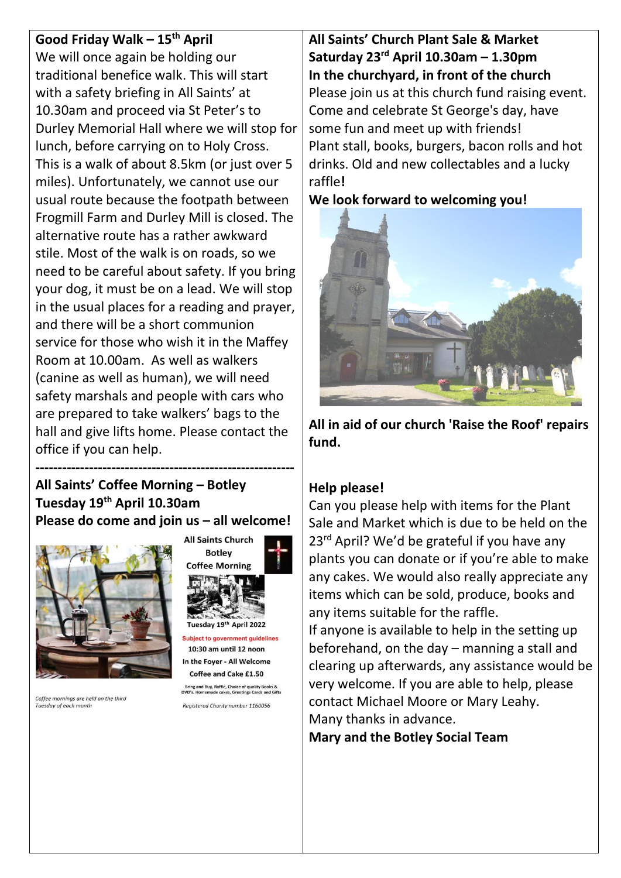**Good Friday Walk – 15th April**

We will once again be holding our traditional benefice walk. This will start with a safety briefing in All Saints' at 10.30am and proceed via St Peter's to Durley Memorial Hall where we will stop for lunch, before carrying on to Holy Cross. This is a walk of about 8.5km (or just over 5 miles). Unfortunately, we cannot use our usual route because the footpath between Frogmill Farm and Durley Mill is closed. The alternative route has a rather awkward stile. Most of the walk is on roads, so we need to be careful about safety. If you bring your dog, it must be on a lead. We will stop in the usual places for a reading and prayer, and there will be a short communion service for those who wish it in the Maffey Room at 10.00am. As well as walkers (canine as well as human), we will need safety marshals and people with cars who are prepared to take walkers' bags to the hall and give lifts home. Please contact the office if you can help.

---

**All Saints' Coffee Morning – Botley**
**Tuesday 19th April 10.30am**
**Please do come and join us – all welcome!**

*Coffee mornings are held on the third Tuesday of each month*

**All Saints Church Botley Coffee Morning**

Tuesday 19th April 2022

Subject to government guidelines

10:30 am until 12 noon

In the Foyer - All Welcome

Coffee and Cake £1.50

Bring and Buy, Raffle, Choice of quality Books & DVD's. Homemade cakes, Greetings Cards and Gifts

*Registered Charity number 1160056*

**All Saints' Church Plant Sale & Market**
**Saturday 23rd April 10.30am – 1.30pm**
**In the churchyard, in front of the church**

Please join us at this church fund raising event. Come and celebrate St George's day, have some fun and meet up with friends!

Plant stall, books, burgers, bacon rolls and hot drinks. Old and new collectables and a lucky raffle**!**

**We look forward to welcoming you!**

**All in aid of our church 'Raise the Roof' repairs fund.**

**Help please!**

Can you please help with items for the Plant Sale and Market which is due to be held on the 23rd April? We'd be grateful if you have any plants you can donate or if you're able to make any cakes. We would also really appreciate any items which can be sold, produce, books and any items suitable for the raffle.

If anyone is available to help in the setting up beforehand, on the day – manning a stall and clearing up afterwards, any assistance would be very welcome. If you are able to help, please contact Michael Moore or Mary Leahy.

Many thanks in advance.

**Mary and the Botley Social Team**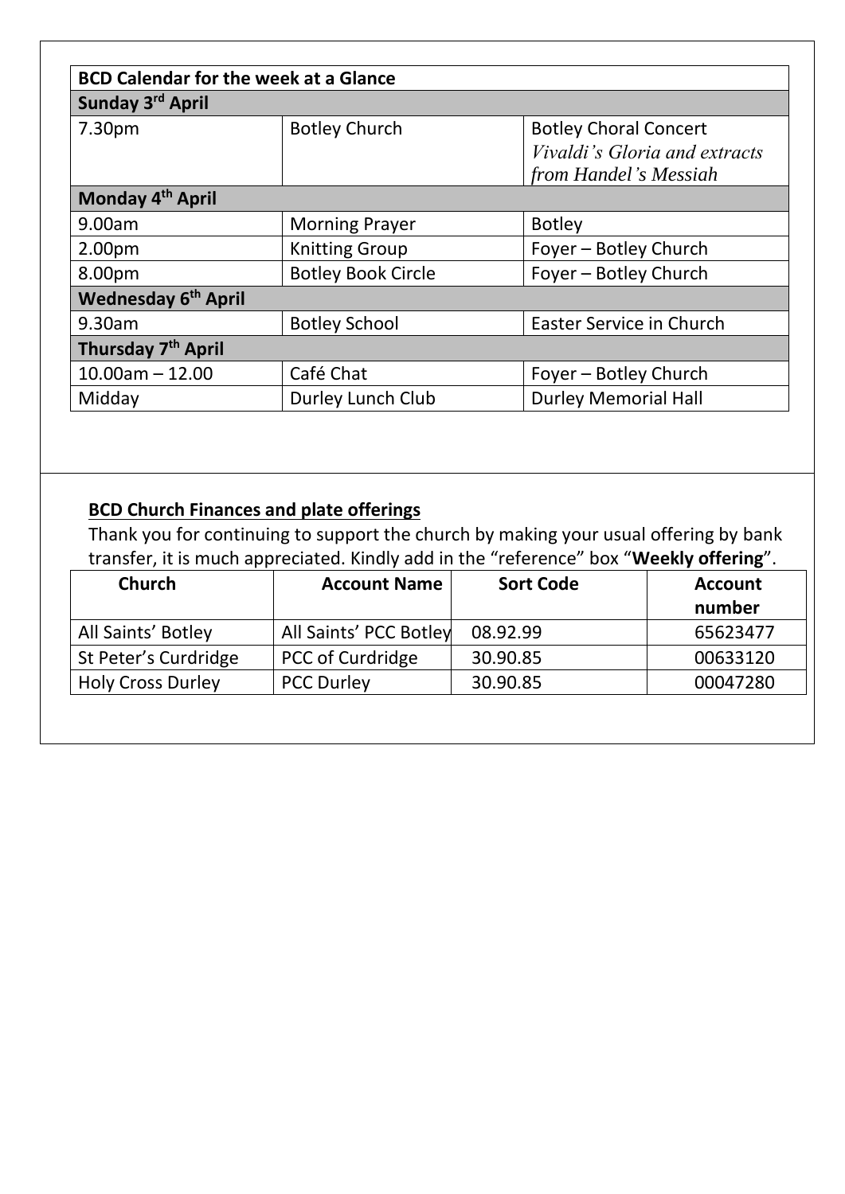| BCD Calendar for the week at a Glance | | |
|---|---|---|
| **Sunday 3rd April** | | |
| 7.30pm | Botley Church | Botley Choral Concert *Vivaldi's Gloria and extracts from Handel's Messiah* |
| **Monday 4th April** | | |
| 9.00am | Morning Prayer | Botley |
| 2.00pm | Knitting Group | Foyer – Botley Church |
| 8.00pm | Botley Book Circle | Foyer – Botley Church |
| **Wednesday 6th April** | | |
| 9.30am | Botley School | Easter Service in Church |
| **Thursday 7th April** | | |
| 10.00am – 12.00 | Café Chat | Foyer – Botley Church |
| Midday | Durley Lunch Club | Durley Memorial Hall |

## BCD Church Finances and plate offerings

Thank you for continuing to support the church by making your usual offering by bank transfer, it is much appreciated. Kindly add in the "reference" box "**Weekly offering**".

| Church | Account Name | Sort Code | Account number |
|---|---|---|---|
| All Saints' Botley | All Saints' PCC Botley | 08.92.99 | 65623477 |
| St Peter's Curdridge | PCC of Curdridge | 30.90.85 | 00633120 |
| Holy Cross Durley | PCC Durley | 30.90.85 | 00047280 |